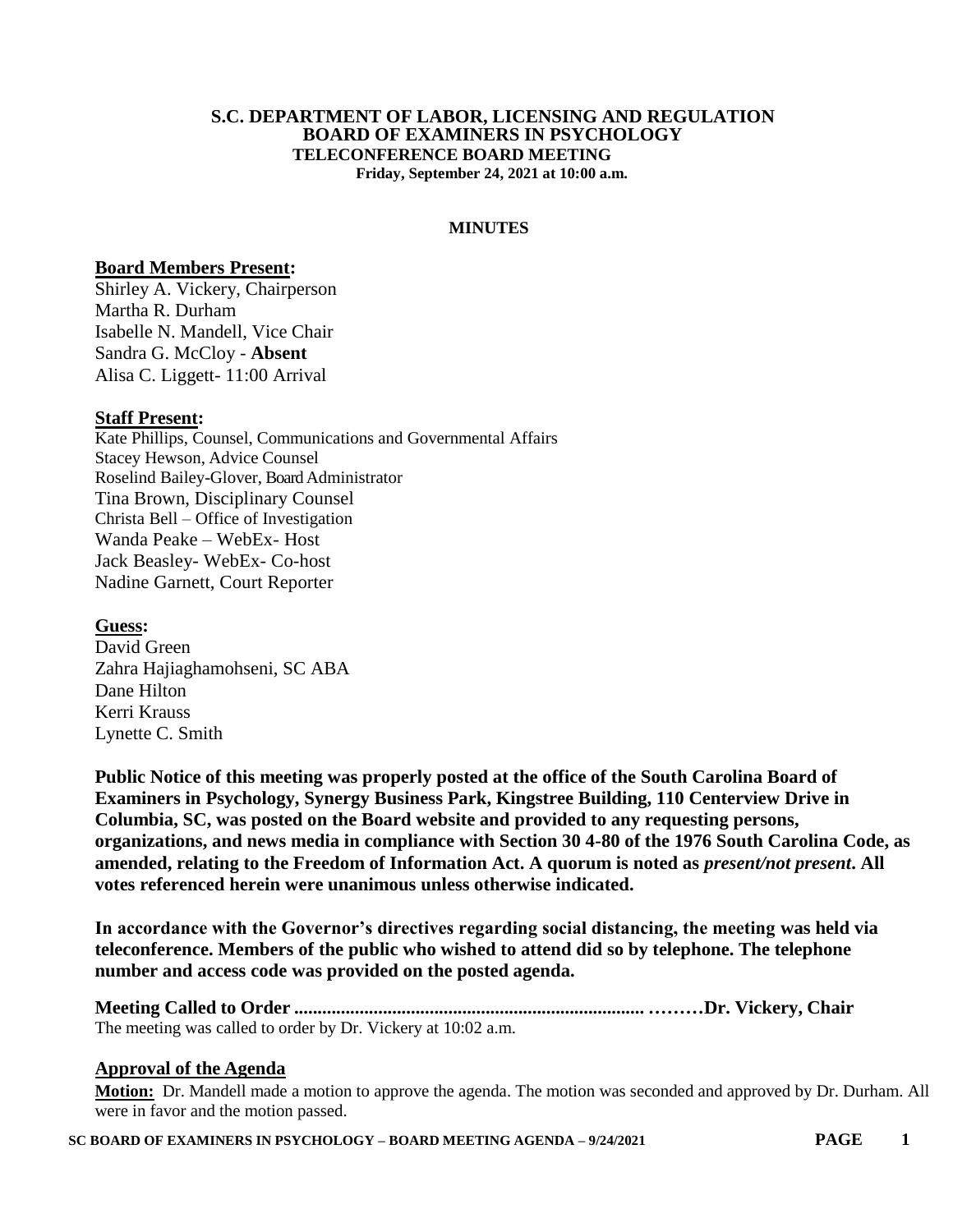# S.C. DEPARTMENT OF LABOR, LICENSING AND REGULATION
## BOARD OF EXAMINERS IN PSYCHOLOGY
### TELECONFERENCE BOARD MEETING
**Friday, September 24, 2021 at 10:00 a.m.**

**MINUTES**

**Board Members Present:**

Shirley A. Vickery, Chairperson
Martha R. Durham
Isabelle N. Mandell, Vice Chair
Sandra G. McCloy - **Absent**
Alisa C. Liggett- 11:00 Arrival

**Staff Present:**

Kate Phillips, Counsel, Communications and Governmental Affairs
Stacey Hewson, Advice Counsel
Roselind Bailey-Glover, Board Administrator
Tina Brown, Disciplinary Counsel
Christa Bell – Office of Investigation
Wanda Peake – WebEx- Host
Jack Beasley- WebEx- Co-host
Nadine Garnett, Court Reporter

**Guess:**

David Green
Zahra Hajiaghamohseni, SC ABA
Dane Hilton
Kerri Krauss
Lynette C. Smith

**Public Notice of this meeting was properly posted at the office of the South Carolina Board of Examiners in Psychology, Synergy Business Park, Kingstree Building, 110 Centerview Drive in Columbia, SC, was posted on the Board website and provided to any requesting persons, organizations, and news media in compliance with Section 30 4-80 of the 1976 South Carolina Code, as amended, relating to the Freedom of Information Act. A quorum is noted as *present/not present*. All votes referenced herein were unanimous unless otherwise indicated.**

**In accordance with the Governor's directives regarding social distancing, the meeting was held via teleconference. Members of the public who wished to attend did so by telephone. The telephone number and access code was provided on the posted agenda.**

**Meeting Called to Order .......................................................................... ………Dr. Vickery, Chair**

The meeting was called to order by Dr. Vickery at 10:02 a.m.

**Approval of the Agenda**

**Motion:** Dr. Mandell made a motion to approve the agenda. The motion was seconded and approved by Dr. Durham. All were in favor and the motion passed.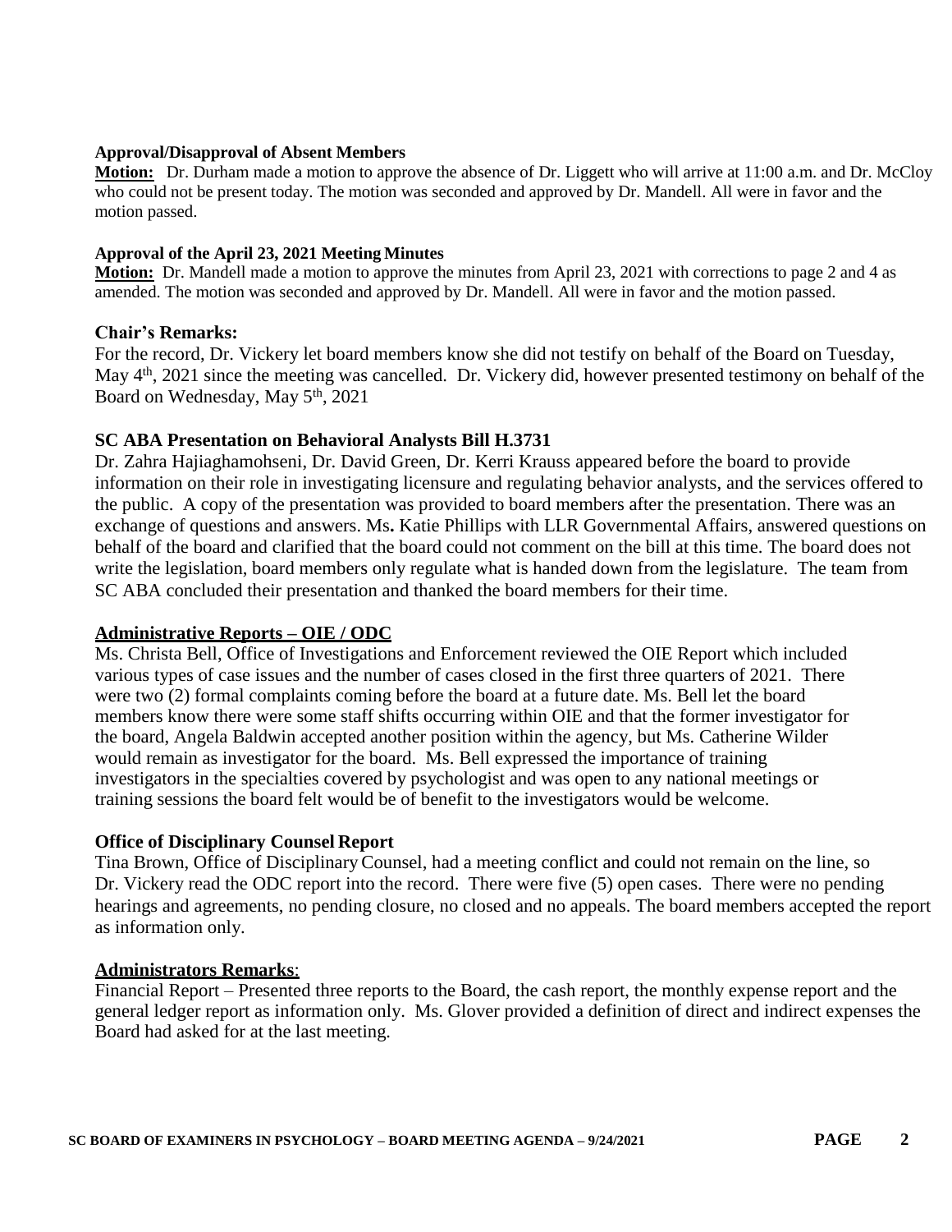**Approval/Disapproval of Absent Members**

**Motion:** Dr. Durham made a motion to approve the absence of Dr. Liggett who will arrive at 11:00 a.m. and Dr. McCloy who could not be present today. The motion was seconded and approved by Dr. Mandell. All were in favor and the motion passed.

**Approval of the April 23, 2021 Meeting Minutes**

**Motion:** Dr. Mandell made a motion to approve the minutes from April 23, 2021 with corrections to page 2 and 4 as amended. The motion was seconded and approved by Dr. Mandell. All were in favor and the motion passed.

### Chair's Remarks:

For the record, Dr. Vickery let board members know she did not testify on behalf of the Board on Tuesday, May 4th, 2021 since the meeting was cancelled. Dr. Vickery did, however presented testimony on behalf of the Board on Wednesday, May 5th, 2021

### SC ABA Presentation on Behavioral Analysts Bill H.3731

Dr. Zahra Hajiaghamohseni, Dr. David Green, Dr. Kerri Krauss appeared before the board to provide information on their role in investigating licensure and regulating behavior analysts, and the services offered to the public. A copy of the presentation was provided to board members after the presentation. There was an exchange of questions and answers. Ms**.** Katie Phillips with LLR Governmental Affairs, answered questions on behalf of the board and clarified that the board could not comment on the bill at this time. The board does not write the legislation, board members only regulate what is handed down from the legislature. The team from SC ABA concluded their presentation and thanked the board members for their time.

### Administrative Reports – OIE / ODC

Ms. Christa Bell, Office of Investigations and Enforcement reviewed the OIE Report which included various types of case issues and the number of cases closed in the first three quarters of 2021. There were two (2) formal complaints coming before the board at a future date. Ms. Bell let the board members know there were some staff shifts occurring within OIE and that the former investigator for the board, Angela Baldwin accepted another position within the agency, but Ms. Catherine Wilder would remain as investigator for the board. Ms. Bell expressed the importance of training investigators in the specialties covered by psychologist and was open to any national meetings or training sessions the board felt would be of benefit to the investigators would be welcome.

### Office of Disciplinary Counsel Report

Tina Brown, Office of Disciplinary Counsel, had a meeting conflict and could not remain on the line, so Dr. Vickery read the ODC report into the record. There were five (5) open cases. There were no pending hearings and agreements, no pending closure, no closed and no appeals. The board members accepted the report as information only.

### Administrators Remarks:

Financial Report – Presented three reports to the Board, the cash report, the monthly expense report and the general ledger report as information only. Ms. Glover provided a definition of direct and indirect expenses the Board had asked for at the last meeting.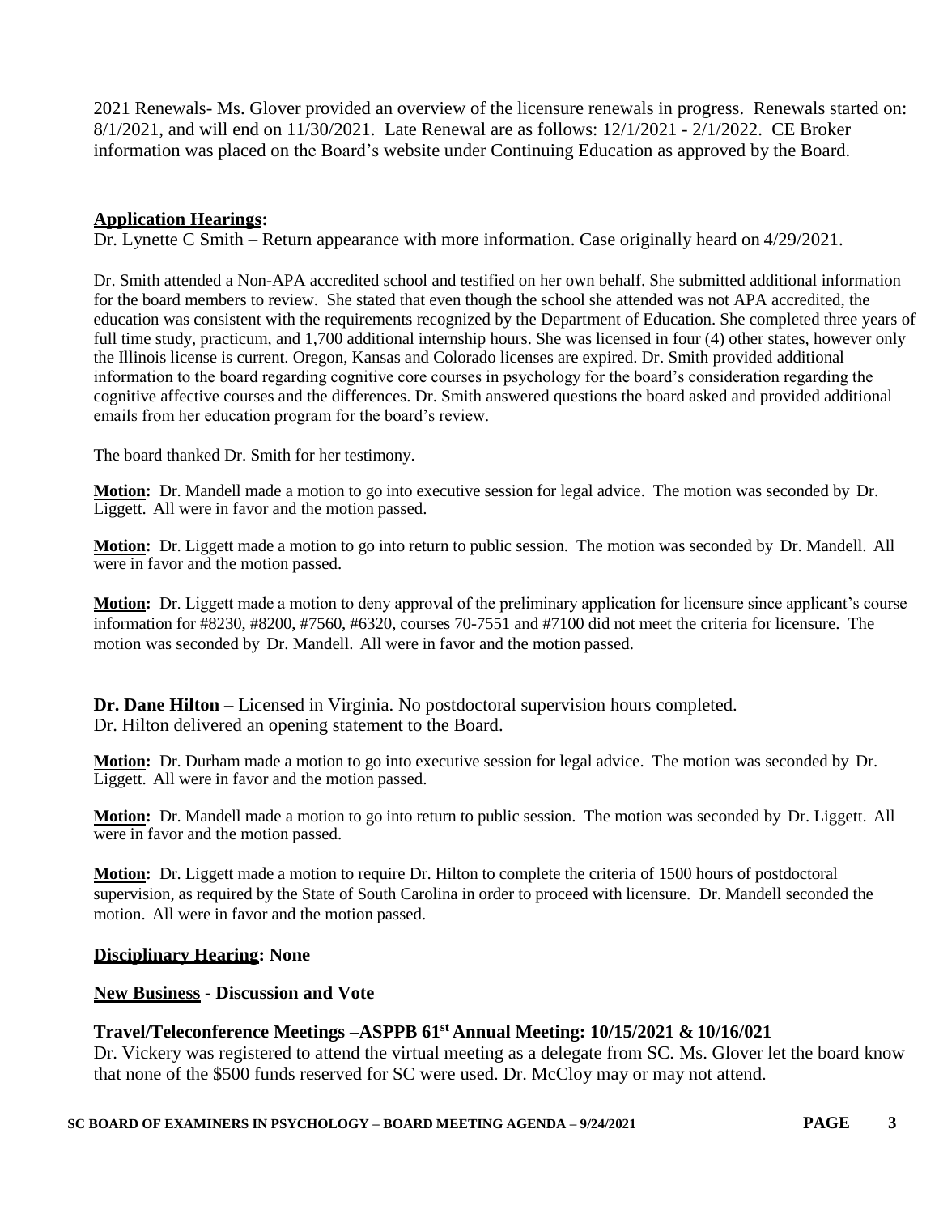2021 Renewals- Ms. Glover provided an overview of the licensure renewals in progress. Renewals started on: 8/1/2021, and will end on 11/30/2021. Late Renewal are as follows: 12/1/2021 - 2/1/2022. CE Broker information was placed on the Board's website under Continuing Education as approved by the Board.

**Application Hearings:**

Dr. Lynette C Smith – Return appearance with more information. Case originally heard on 4/29/2021.

Dr. Smith attended a Non-APA accredited school and testified on her own behalf. She submitted additional information for the board members to review. She stated that even though the school she attended was not APA accredited, the education was consistent with the requirements recognized by the Department of Education. She completed three years of full time study, practicum, and 1,700 additional internship hours. She was licensed in four (4) other states, however only the Illinois license is current. Oregon, Kansas and Colorado licenses are expired. Dr. Smith provided additional information to the board regarding cognitive core courses in psychology for the board's consideration regarding the cognitive affective courses and the differences. Dr. Smith answered questions the board asked and provided additional emails from her education program for the board's review.

The board thanked Dr. Smith for her testimony.

**Motion:** Dr. Mandell made a motion to go into executive session for legal advice. The motion was seconded by Dr. Liggett. All were in favor and the motion passed.

**Motion:** Dr. Liggett made a motion to go into return to public session. The motion was seconded by Dr. Mandell. All were in favor and the motion passed.

**Motion:** Dr. Liggett made a motion to deny approval of the preliminary application for licensure since applicant's course information for #8230, #8200, #7560, #6320, courses 70-7551 and #7100 did not meet the criteria for licensure. The motion was seconded by Dr. Mandell. All were in favor and the motion passed.

**Dr. Dane Hilton** – Licensed in Virginia. No postdoctoral supervision hours completed.
Dr. Hilton delivered an opening statement to the Board.

**Motion:** Dr. Durham made a motion to go into executive session for legal advice. The motion was seconded by Dr. Liggett. All were in favor and the motion passed.

**Motion:** Dr. Mandell made a motion to go into return to public session. The motion was seconded by Dr. Liggett. All were in favor and the motion passed.

**Motion:** Dr. Liggett made a motion to require Dr. Hilton to complete the criteria of 1500 hours of postdoctoral supervision, as required by the State of South Carolina in order to proceed with licensure. Dr. Mandell seconded the motion. All were in favor and the motion passed.

**Disciplinary Hearing: None**

**New Business - Discussion and Vote**

**Travel/Teleconference Meetings –ASPPB 61st Annual Meeting: 10/15/2021 & 10/16/021**

Dr. Vickery was registered to attend the virtual meeting as a delegate from SC. Ms. Glover let the board know that none of the $500 funds reserved for SC were used. Dr. McCloy may or may not attend.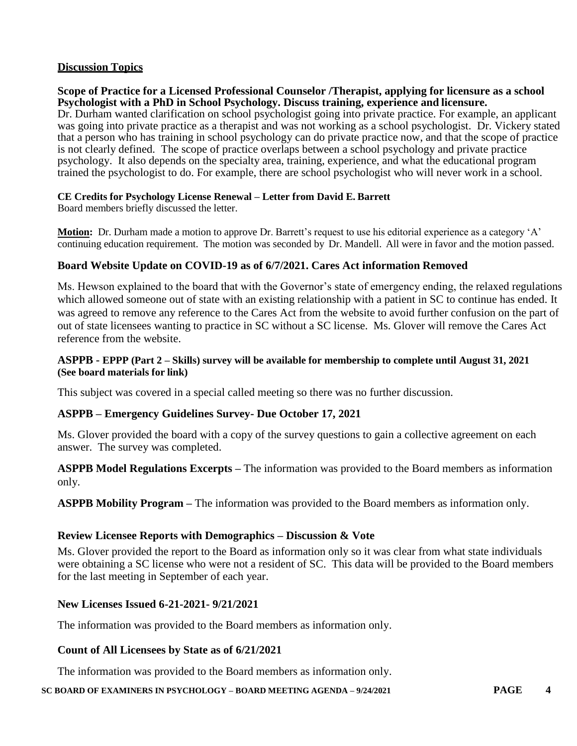## Discussion Topics

### Scope of Practice for a Licensed Professional Counselor /Therapist, applying for licensure as a school Psychologist with a PhD in School Psychology. Discuss training, experience and licensure.

Dr. Durham wanted clarification on school psychologist going into private practice. For example, an applicant was going into private practice as a therapist and was not working as a school psychologist. Dr. Vickery stated that a person who has training in school psychology can do private practice now, and that the scope of practice is not clearly defined. The scope of practice overlaps between a school psychology and private practice psychology. It also depends on the specialty area, training, experience, and what the educational program trained the psychologist to do. For example, there are school psychologist who will never work in a school.

**CE Credits for Psychology License Renewal – Letter from David E. Barrett**

Board members briefly discussed the letter.

**Motion:** Dr. Durham made a motion to approve Dr. Barrett's request to use his editorial experience as a category 'A' continuing education requirement. The motion was seconded by Dr. Mandell. All were in favor and the motion passed.

### Board Website Update on COVID-19 as of 6/7/2021. Cares Act information Removed

Ms. Hewson explained to the board that with the Governor's state of emergency ending, the relaxed regulations which allowed someone out of state with an existing relationship with a patient in SC to continue has ended. It was agreed to remove any reference to the Cares Act from the website to avoid further confusion on the part of out of state licensees wanting to practice in SC without a SC license. Ms. Glover will remove the Cares Act reference from the website.

**ASPPB - EPPP (Part 2 – Skills) survey will be available for membership to complete until August 31, 2021 (See board materials for link)**

This subject was covered in a special called meeting so there was no further discussion.

### ASPPB – Emergency Guidelines Survey- Due October 17, 2021

Ms. Glover provided the board with a copy of the survey questions to gain a collective agreement on each answer. The survey was completed.

**ASPPB Model Regulations Excerpts –** The information was provided to the Board members as information only.

**ASPPB Mobility Program –** The information was provided to the Board members as information only.

### Review Licensee Reports with Demographics – Discussion & Vote

Ms. Glover provided the report to the Board as information only so it was clear from what state individuals were obtaining a SC license who were not a resident of SC. This data will be provided to the Board members for the last meeting in September of each year.

### New Licenses Issued 6-21-2021- 9/21/2021

The information was provided to the Board members as information only.

### Count of All Licensees by State as of 6/21/2021

The information was provided to the Board members as information only.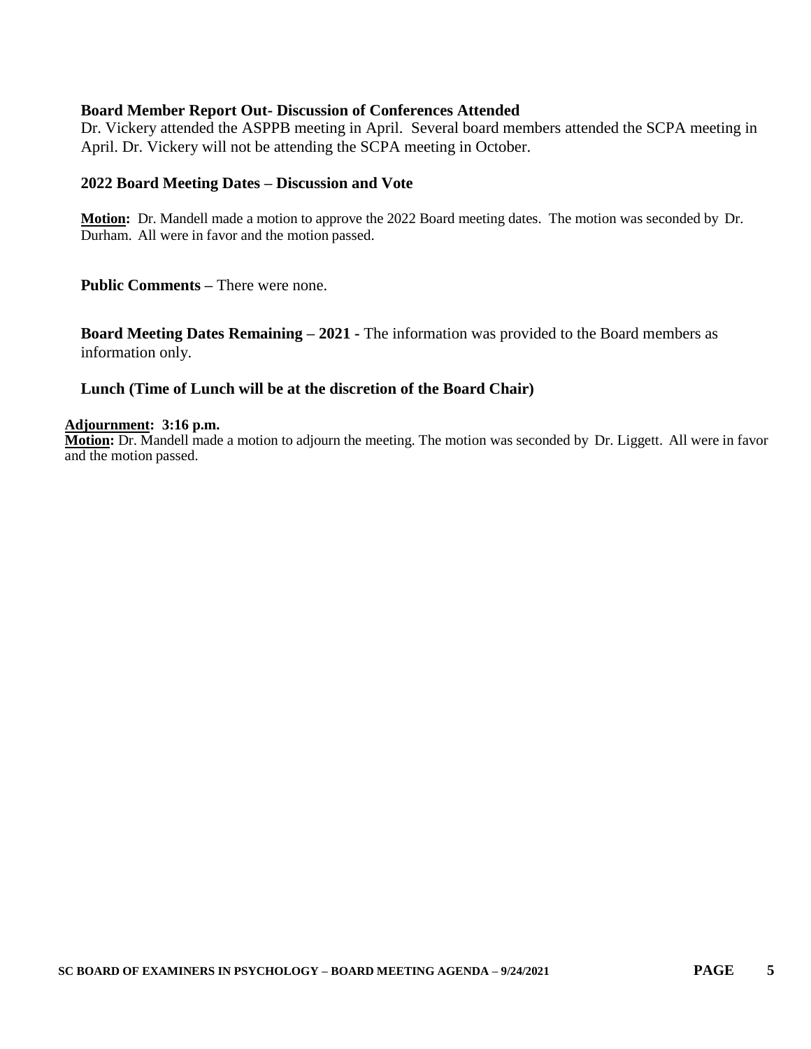**Board Member Report Out- Discussion of Conferences Attended**
Dr. Vickery attended the ASPPB meeting in April. Several board members attended the SCPA meeting in April. Dr. Vickery will not be attending the SCPA meeting in October.

**2022 Board Meeting Dates – Discussion and Vote**

**Motion:** Dr. Mandell made a motion to approve the 2022 Board meeting dates. The motion was seconded by Dr. Durham. All were in favor and the motion passed.

**Public Comments –** There were none.

**Board Meeting Dates Remaining – 2021 -** The information was provided to the Board members as information only.

**Lunch (Time of Lunch will be at the discretion of the Board Chair)**

**Adjournment: 3:16 p.m.**
**Motion:** Dr. Mandell made a motion to adjourn the meeting. The motion was seconded by Dr. Liggett. All were in favor and the motion passed.